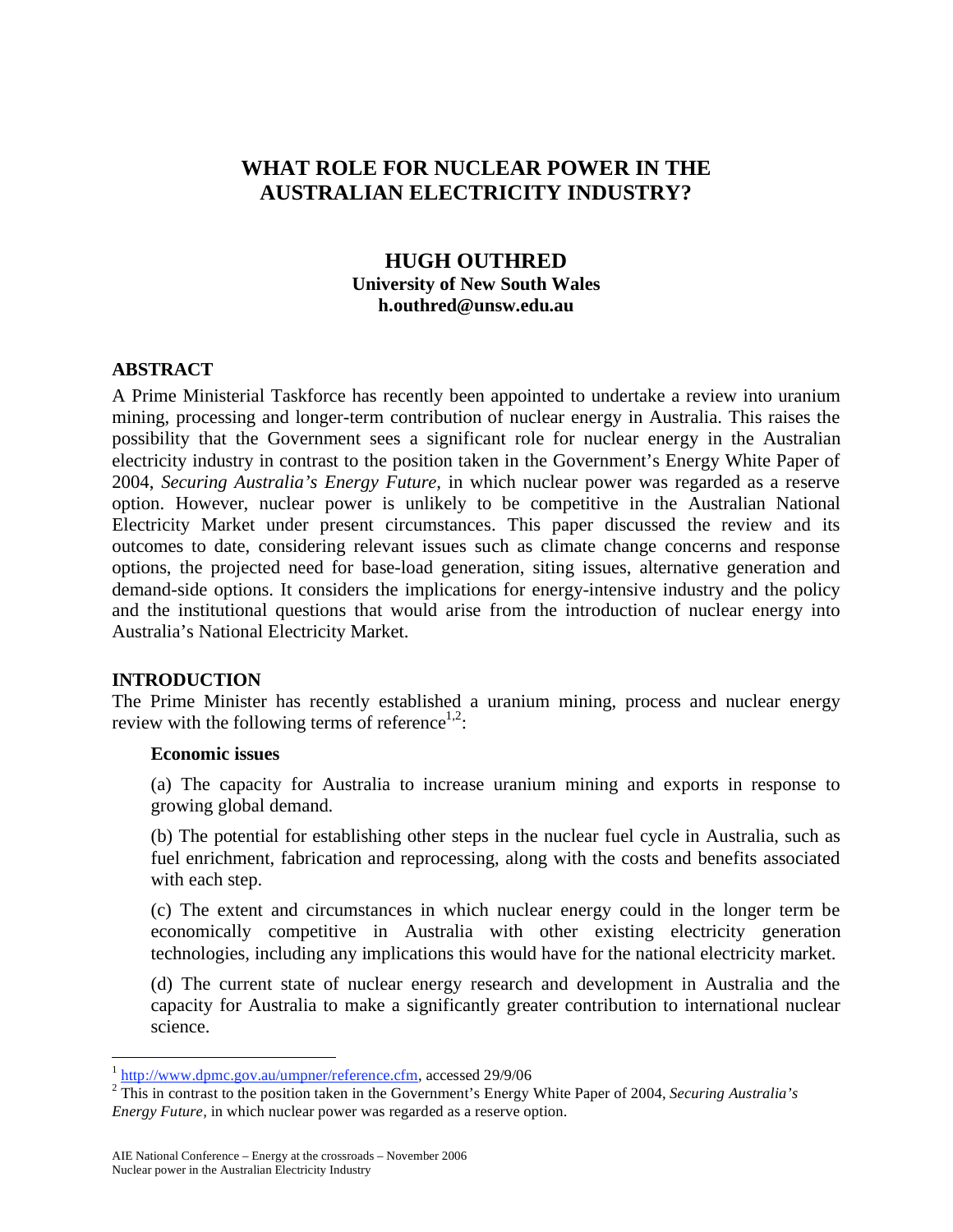# WHAT ROLE FOR NUCLEAR POWER IN THE AUSTRALIAN ELECTRICITY INDUSTRY?

**HUGH OUTHRED**
**University of New South Wales**
**h.outhred@unsw.edu.au**

## ABSTRACT

A Prime Ministerial Taskforce has recently been appointed to undertake a review into uranium mining, processing and longer-term contribution of nuclear energy in Australia. This raises the possibility that the Government sees a significant role for nuclear energy in the Australian electricity industry in contrast to the position taken in the Government's Energy White Paper of 2004, *Securing Australia's Energy Future,* in which nuclear power was regarded as a reserve option. However, nuclear power is unlikely to be competitive in the Australian National Electricity Market under present circumstances. This paper discussed the review and its outcomes to date, considering relevant issues such as climate change concerns and response options, the projected need for base-load generation, siting issues, alternative generation and demand-side options. It considers the implications for energy-intensive industry and the policy and the institutional questions that would arise from the introduction of nuclear energy into Australia's National Electricity Market.

## INTRODUCTION

The Prime Minister has recently established a uranium mining, process and nuclear energy review with the following terms of reference[1,2]:

**Economic issues**

(a) The capacity for Australia to increase uranium mining and exports in response to growing global demand.

(b) The potential for establishing other steps in the nuclear fuel cycle in Australia, such as fuel enrichment, fabrication and reprocessing, along with the costs and benefits associated with each step.

(c) The extent and circumstances in which nuclear energy could in the longer term be economically competitive in Australia with other existing electricity generation technologies, including any implications this would have for the national electricity market.

(d) The current state of nuclear energy research and development in Australia and the capacity for Australia to make a significantly greater contribution to international nuclear science.

---

[1] http://www.dpmc.gov.au/umpner/reference.cfm, accessed 29/9/06

[2] This in contrast to the position taken in the Government's Energy White Paper of 2004, *Securing Australia's Energy Future*, in which nuclear power was regarded as a reserve option.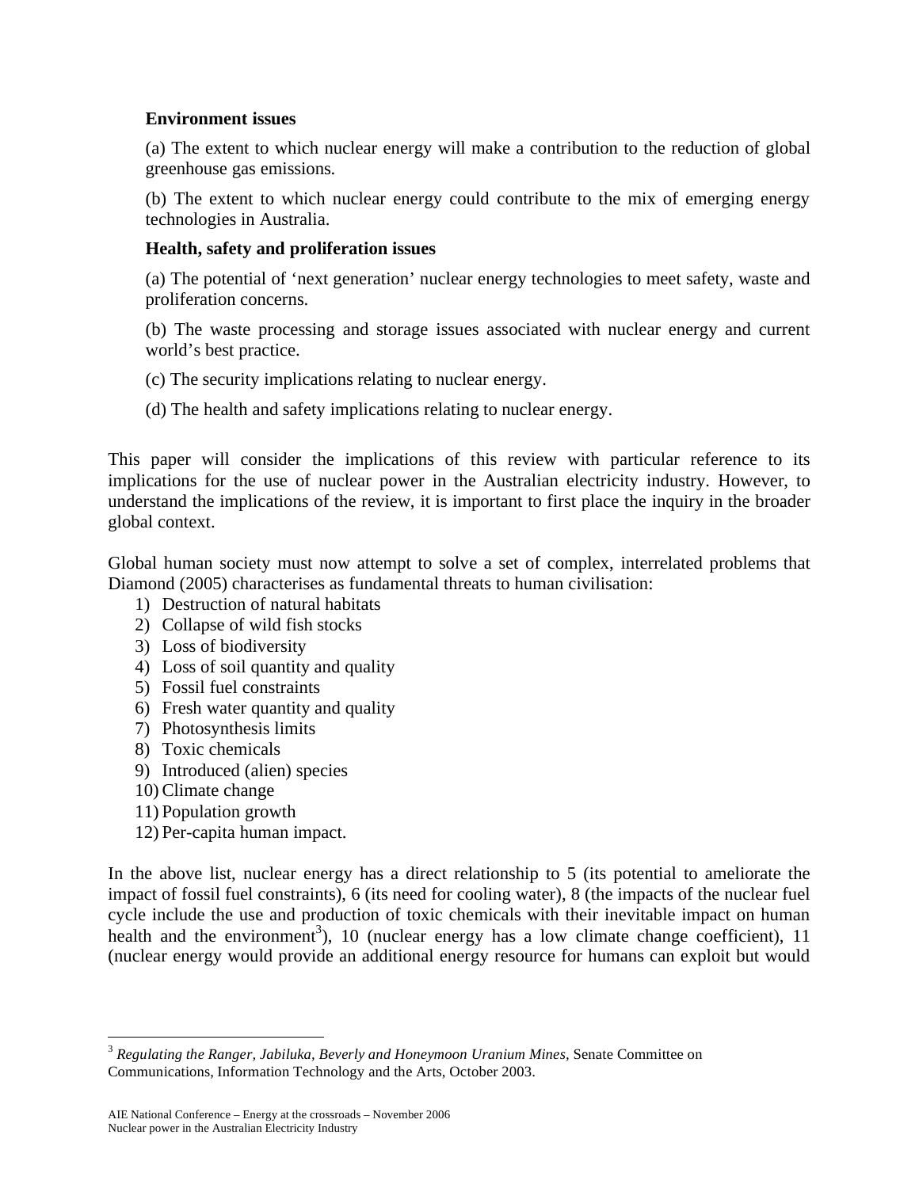**Environment issues**

(a) The extent to which nuclear energy will make a contribution to the reduction of global greenhouse gas emissions.

(b) The extent to which nuclear energy could contribute to the mix of emerging energy technologies in Australia.

**Health, safety and proliferation issues**

(a) The potential of 'next generation' nuclear energy technologies to meet safety, waste and proliferation concerns.

(b) The waste processing and storage issues associated with nuclear energy and current world's best practice.

(c) The security implications relating to nuclear energy.

(d) The health and safety implications relating to nuclear energy.

This paper will consider the implications of this review with particular reference to its implications for the use of nuclear power in the Australian electricity industry. However, to understand the implications of the review, it is important to first place the inquiry in the broader global context.

Global human society must now attempt to solve a set of complex, interrelated problems that Diamond (2005) characterises as fundamental threats to human civilisation:

1) Destruction of natural habitats
2) Collapse of wild fish stocks
3) Loss of biodiversity
4) Loss of soil quantity and quality
5) Fossil fuel constraints
6) Fresh water quantity and quality
7) Photosynthesis limits
8) Toxic chemicals
9) Introduced (alien) species
10) Climate change
11) Population growth
12) Per-capita human impact.

In the above list, nuclear energy has a direct relationship to 5 (its potential to ameliorate the impact of fossil fuel constraints), 6 (its need for cooling water), 8 (the impacts of the nuclear fuel cycle include the use and production of toxic chemicals with their inevitable impact on human health and the environment[3]), 10 (nuclear energy has a low climate change coefficient), 11 (nuclear energy would provide an additional energy resource for humans can exploit but would

---

[3] *Regulating the Ranger, Jabiluka, Beverly and Honeymoon Uranium Mines,* Senate Committee on Communications, Information Technology and the Arts, October 2003.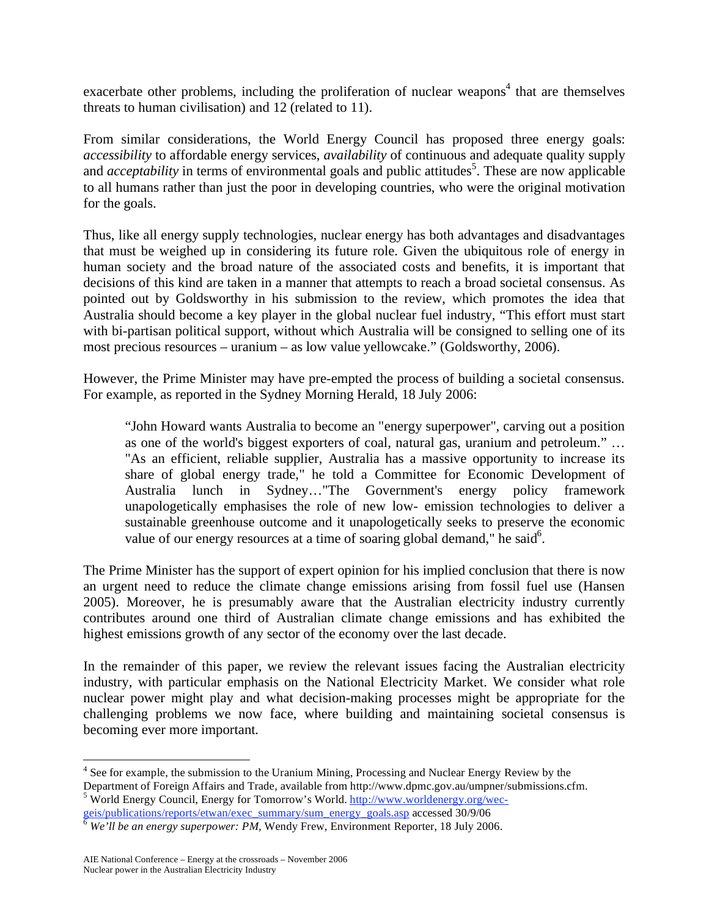exacerbate other problems, including the proliferation of nuclear weapons[4] that are themselves threats to human civilisation) and 12 (related to 11).

From similar considerations, the World Energy Council has proposed three energy goals: *accessibility* to affordable energy services, *availability* of continuous and adequate quality supply and *acceptability* in terms of environmental goals and public attitudes[5]. These are now applicable to all humans rather than just the poor in developing countries, who were the original motivation for the goals.

Thus, like all energy supply technologies, nuclear energy has both advantages and disadvantages that must be weighed up in considering its future role. Given the ubiquitous role of energy in human society and the broad nature of the associated costs and benefits, it is important that decisions of this kind are taken in a manner that attempts to reach a broad societal consensus. As pointed out by Goldsworthy in his submission to the review, which promotes the idea that Australia should become a key player in the global nuclear fuel industry, "This effort must start with bi-partisan political support, without which Australia will be consigned to selling one of its most precious resources – uranium – as low value yellowcake." (Goldsworthy, 2006).

However, the Prime Minister may have pre-empted the process of building a societal consensus. For example, as reported in the Sydney Morning Herald, 18 July 2006:

> "John Howard wants Australia to become an "energy superpower", carving out a position as one of the world's biggest exporters of coal, natural gas, uranium and petroleum." … "As an efficient, reliable supplier, Australia has a massive opportunity to increase its share of global energy trade," he told a Committee for Economic Development of Australia lunch in Sydney…"The Government's energy policy framework unapologetically emphasises the role of new low- emission technologies to deliver a sustainable greenhouse outcome and it unapologetically seeks to preserve the economic value of our energy resources at a time of soaring global demand," he said[6].

The Prime Minister has the support of expert opinion for his implied conclusion that there is now an urgent need to reduce the climate change emissions arising from fossil fuel use (Hansen 2005). Moreover, he is presumably aware that the Australian electricity industry currently contributes around one third of Australian climate change emissions and has exhibited the highest emissions growth of any sector of the economy over the last decade.

In the remainder of this paper, we review the relevant issues facing the Australian electricity industry, with particular emphasis on the National Electricity Market. We consider what role nuclear power might play and what decision-making processes might be appropriate for the challenging problems we now face, where building and maintaining societal consensus is becoming ever more important.

---

[4] See for example, the submission to the Uranium Mining, Processing and Nuclear Energy Review by the Department of Foreign Affairs and Trade, available from http://www.dpmc.gov.au/umpner/submissions.cfm.

[5] World Energy Council, Energy for Tomorrow's World. http://www.worldenergy.org/wec-geis/publications/reports/etwan/exec_summary/sum_energy_goals.asp accessed 30/9/06

[6] *We'll be an energy superpower: PM*, Wendy Frew, Environment Reporter, 18 July 2006.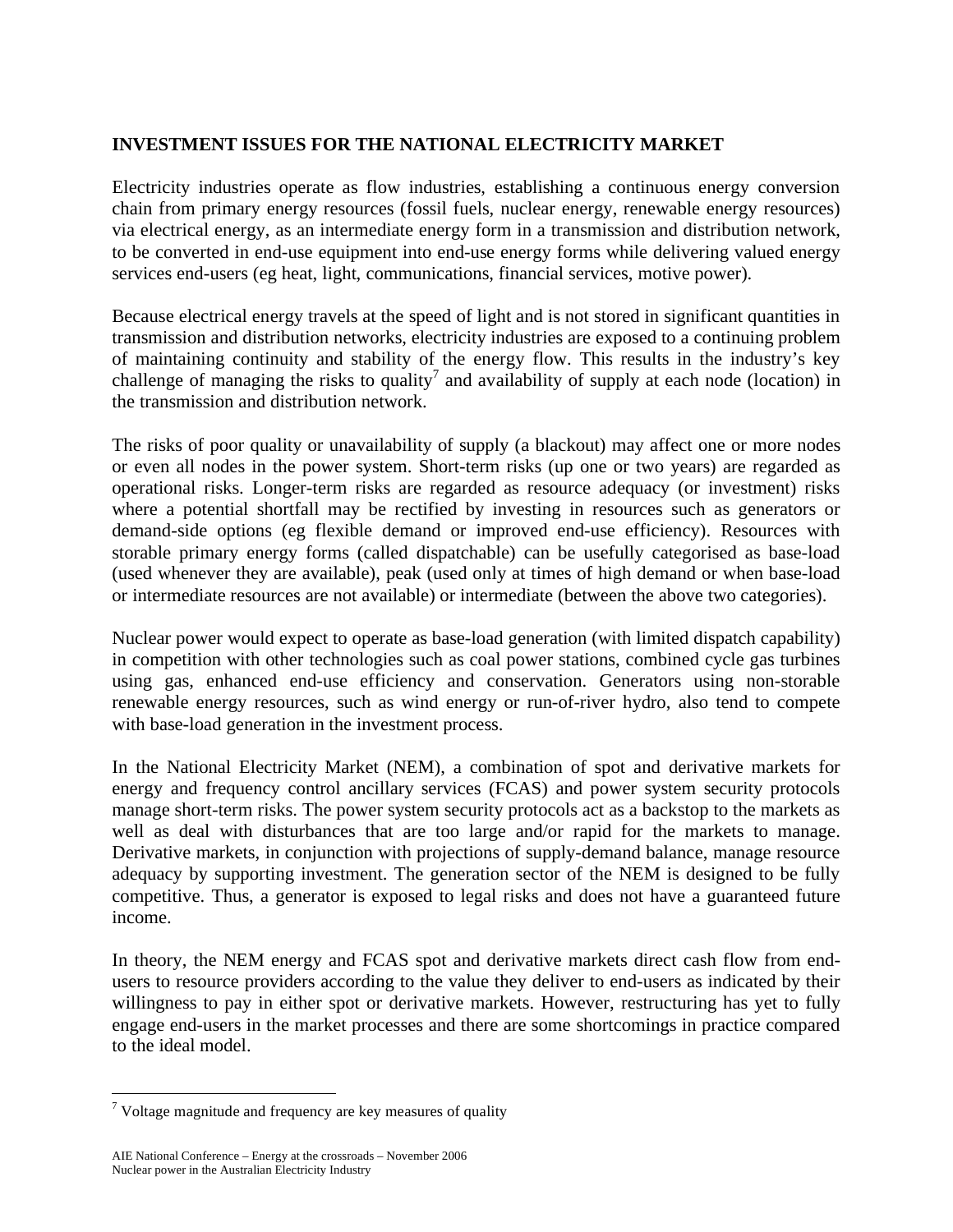## INVESTMENT ISSUES FOR THE NATIONAL ELECTRICITY MARKET

Electricity industries operate as flow industries, establishing a continuous energy conversion chain from primary energy resources (fossil fuels, nuclear energy, renewable energy resources) via electrical energy, as an intermediate energy form in a transmission and distribution network, to be converted in end-use equipment into end-use energy forms while delivering valued energy services end-users (eg heat, light, communications, financial services, motive power).

Because electrical energy travels at the speed of light and is not stored in significant quantities in transmission and distribution networks, electricity industries are exposed to a continuing problem of maintaining continuity and stability of the energy flow. This results in the industry's key challenge of managing the risks to quality[7] and availability of supply at each node (location) in the transmission and distribution network.

The risks of poor quality or unavailability of supply (a blackout) may affect one or more nodes or even all nodes in the power system. Short-term risks (up one or two years) are regarded as operational risks. Longer-term risks are regarded as resource adequacy (or investment) risks where a potential shortfall may be rectified by investing in resources such as generators or demand-side options (eg flexible demand or improved end-use efficiency). Resources with storable primary energy forms (called dispatchable) can be usefully categorised as base-load (used whenever they are available), peak (used only at times of high demand or when base-load or intermediate resources are not available) or intermediate (between the above two categories).

Nuclear power would expect to operate as base-load generation (with limited dispatch capability) in competition with other technologies such as coal power stations, combined cycle gas turbines using gas, enhanced end-use efficiency and conservation. Generators using non-storable renewable energy resources, such as wind energy or run-of-river hydro, also tend to compete with base-load generation in the investment process.

In the National Electricity Market (NEM), a combination of spot and derivative markets for energy and frequency control ancillary services (FCAS) and power system security protocols manage short-term risks. The power system security protocols act as a backstop to the markets as well as deal with disturbances that are too large and/or rapid for the markets to manage. Derivative markets, in conjunction with projections of supply-demand balance, manage resource adequacy by supporting investment. The generation sector of the NEM is designed to be fully competitive. Thus, a generator is exposed to legal risks and does not have a guaranteed future income.

In theory, the NEM energy and FCAS spot and derivative markets direct cash flow from end-users to resource providers according to the value they deliver to end-users as indicated by their willingness to pay in either spot or derivative markets. However, restructuring has yet to fully engage end-users in the market processes and there are some shortcomings in practice compared to the ideal model.

---

[7] Voltage magnitude and frequency are key measures of quality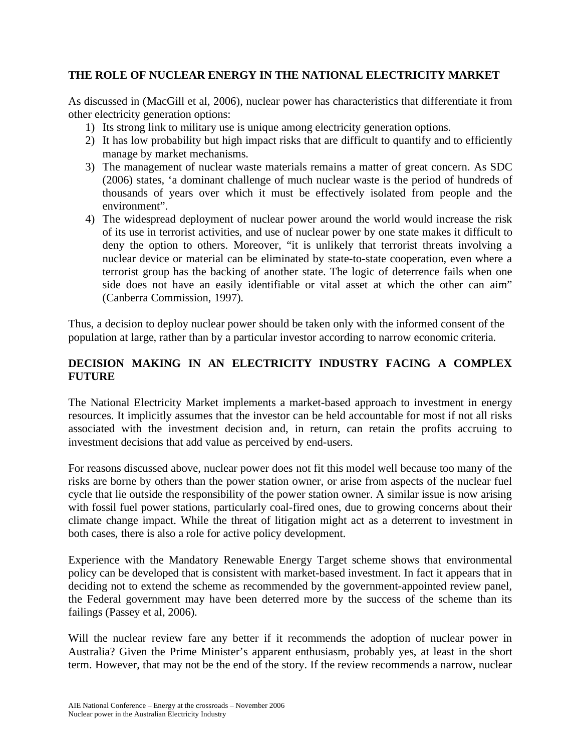## THE ROLE OF NUCLEAR ENERGY IN THE NATIONAL ELECTRICITY MARKET

As discussed in (MacGill et al, 2006), nuclear power has characteristics that differentiate it from other electricity generation options:

1) Its strong link to military use is unique among electricity generation options.
2) It has low probability but high impact risks that are difficult to quantify and to efficiently manage by market mechanisms.
3) The management of nuclear waste materials remains a matter of great concern. As SDC (2006) states, 'a dominant challenge of much nuclear waste is the period of hundreds of thousands of years over which it must be effectively isolated from people and the environment".
4) The widespread deployment of nuclear power around the world would increase the risk of its use in terrorist activities, and use of nuclear power by one state makes it difficult to deny the option to others. Moreover, "it is unlikely that terrorist threats involving a nuclear device or material can be eliminated by state-to-state cooperation, even where a terrorist group has the backing of another state. The logic of deterrence fails when one side does not have an easily identifiable or vital asset at which the other can aim" (Canberra Commission, 1997).

Thus, a decision to deploy nuclear power should be taken only with the informed consent of the population at large, rather than by a particular investor according to narrow economic criteria.

## DECISION MAKING IN AN ELECTRICITY INDUSTRY FACING A COMPLEX FUTURE

The National Electricity Market implements a market-based approach to investment in energy resources. It implicitly assumes that the investor can be held accountable for most if not all risks associated with the investment decision and, in return, can retain the profits accruing to investment decisions that add value as perceived by end-users.

For reasons discussed above, nuclear power does not fit this model well because too many of the risks are borne by others than the power station owner, or arise from aspects of the nuclear fuel cycle that lie outside the responsibility of the power station owner. A similar issue is now arising with fossil fuel power stations, particularly coal-fired ones, due to growing concerns about their climate change impact. While the threat of litigation might act as a deterrent to investment in both cases, there is also a role for active policy development.

Experience with the Mandatory Renewable Energy Target scheme shows that environmental policy can be developed that is consistent with market-based investment. In fact it appears that in deciding not to extend the scheme as recommended by the government-appointed review panel, the Federal government may have been deterred more by the success of the scheme than its failings (Passey et al, 2006).

Will the nuclear review fare any better if it recommends the adoption of nuclear power in Australia? Given the Prime Minister's apparent enthusiasm, probably yes, at least in the short term. However, that may not be the end of the story. If the review recommends a narrow, nuclear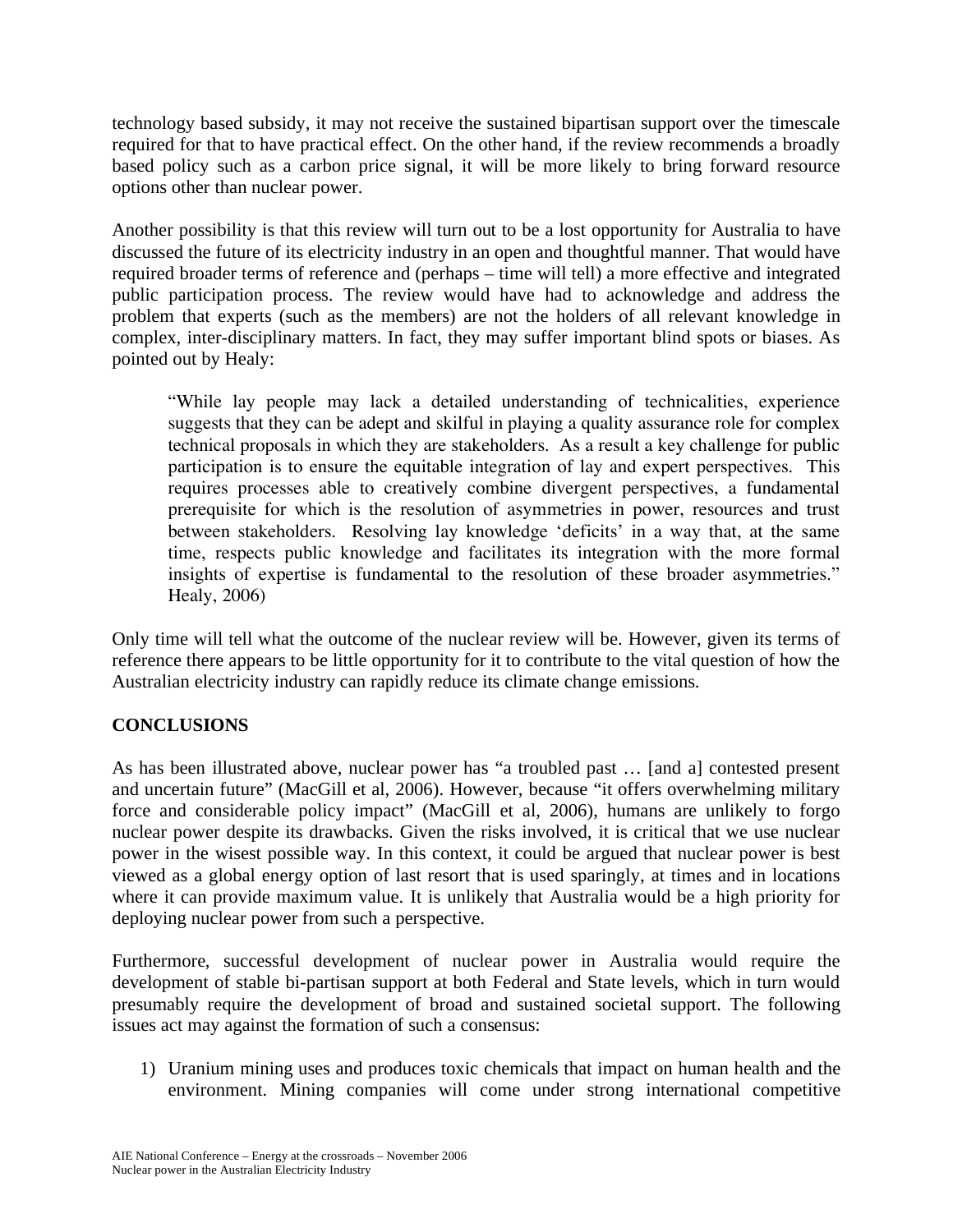technology based subsidy, it may not receive the sustained bipartisan support over the timescale required for that to have practical effect. On the other hand, if the review recommends a broadly based policy such as a carbon price signal, it will be more likely to bring forward resource options other than nuclear power.

Another possibility is that this review will turn out to be a lost opportunity for Australia to have discussed the future of its electricity industry in an open and thoughtful manner. That would have required broader terms of reference and (perhaps – time will tell) a more effective and integrated public participation process. The review would have had to acknowledge and address the problem that experts (such as the members) are not the holders of all relevant knowledge in complex, inter-disciplinary matters. In fact, they may suffer important blind spots or biases. As pointed out by Healy:

> "While lay people may lack a detailed understanding of technicalities, experience suggests that they can be adept and skilful in playing a quality assurance role for complex technical proposals in which they are stakeholders. As a result a key challenge for public participation is to ensure the equitable integration of lay and expert perspectives. This requires processes able to creatively combine divergent perspectives, a fundamental prerequisite for which is the resolution of asymmetries in power, resources and trust between stakeholders. Resolving lay knowledge 'deficits' in a way that, at the same time, respects public knowledge and facilitates its integration with the more formal insights of expertise is fundamental to the resolution of these broader asymmetries." Healy, 2006)

Only time will tell what the outcome of the nuclear review will be. However, given its terms of reference there appears to be little opportunity for it to contribute to the vital question of how the Australian electricity industry can rapidly reduce its climate change emissions.

## CONCLUSIONS

As has been illustrated above, nuclear power has "a troubled past … [and a] contested present and uncertain future" (MacGill et al, 2006). However, because "it offers overwhelming military force and considerable policy impact" (MacGill et al, 2006), humans are unlikely to forgo nuclear power despite its drawbacks. Given the risks involved, it is critical that we use nuclear power in the wisest possible way. In this context, it could be argued that nuclear power is best viewed as a global energy option of last resort that is used sparingly, at times and in locations where it can provide maximum value. It is unlikely that Australia would be a high priority for deploying nuclear power from such a perspective.

Furthermore, successful development of nuclear power in Australia would require the development of stable bi-partisan support at both Federal and State levels, which in turn would presumably require the development of broad and sustained societal support. The following issues act may against the formation of such a consensus:

1) Uranium mining uses and produces toxic chemicals that impact on human health and the environment. Mining companies will come under strong international competitive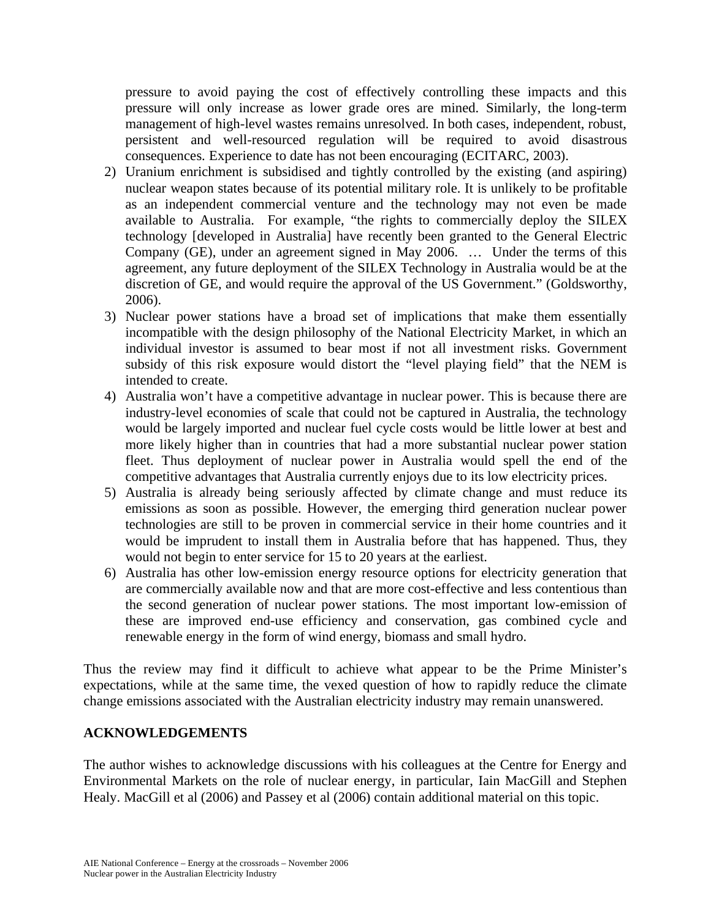pressure to avoid paying the cost of effectively controlling these impacts and this pressure will only increase as lower grade ores are mined. Similarly, the long-term management of high-level wastes remains unresolved. In both cases, independent, robust, persistent and well-resourced regulation will be required to avoid disastrous consequences. Experience to date has not been encouraging (ECITARC, 2003).

2) Uranium enrichment is subsidised and tightly controlled by the existing (and aspiring) nuclear weapon states because of its potential military role. It is unlikely to be profitable as an independent commercial venture and the technology may not even be made available to Australia. For example, "the rights to commercially deploy the SILEX technology [developed in Australia] have recently been granted to the General Electric Company (GE), under an agreement signed in May 2006. … Under the terms of this agreement, any future deployment of the SILEX Technology in Australia would be at the discretion of GE, and would require the approval of the US Government." (Goldsworthy, 2006).
3) Nuclear power stations have a broad set of implications that make them essentially incompatible with the design philosophy of the National Electricity Market, in which an individual investor is assumed to bear most if not all investment risks. Government subsidy of this risk exposure would distort the "level playing field" that the NEM is intended to create.
4) Australia won't have a competitive advantage in nuclear power. This is because there are industry-level economies of scale that could not be captured in Australia, the technology would be largely imported and nuclear fuel cycle costs would be little lower at best and more likely higher than in countries that had a more substantial nuclear power station fleet. Thus deployment of nuclear power in Australia would spell the end of the competitive advantages that Australia currently enjoys due to its low electricity prices.
5) Australia is already being seriously affected by climate change and must reduce its emissions as soon as possible. However, the emerging third generation nuclear power technologies are still to be proven in commercial service in their home countries and it would be imprudent to install them in Australia before that has happened. Thus, they would not begin to enter service for 15 to 20 years at the earliest.
6) Australia has other low-emission energy resource options for electricity generation that are commercially available now and that are more cost-effective and less contentious than the second generation of nuclear power stations. The most important low-emission of these are improved end-use efficiency and conservation, gas combined cycle and renewable energy in the form of wind energy, biomass and small hydro.

Thus the review may find it difficult to achieve what appear to be the Prime Minister's expectations, while at the same time, the vexed question of how to rapidly reduce the climate change emissions associated with the Australian electricity industry may remain unanswered.

## ACKNOWLEDGEMENTS

The author wishes to acknowledge discussions with his colleagues at the Centre for Energy and Environmental Markets on the role of nuclear energy, in particular, Iain MacGill and Stephen Healy. MacGill et al (2006) and Passey et al (2006) contain additional material on this topic.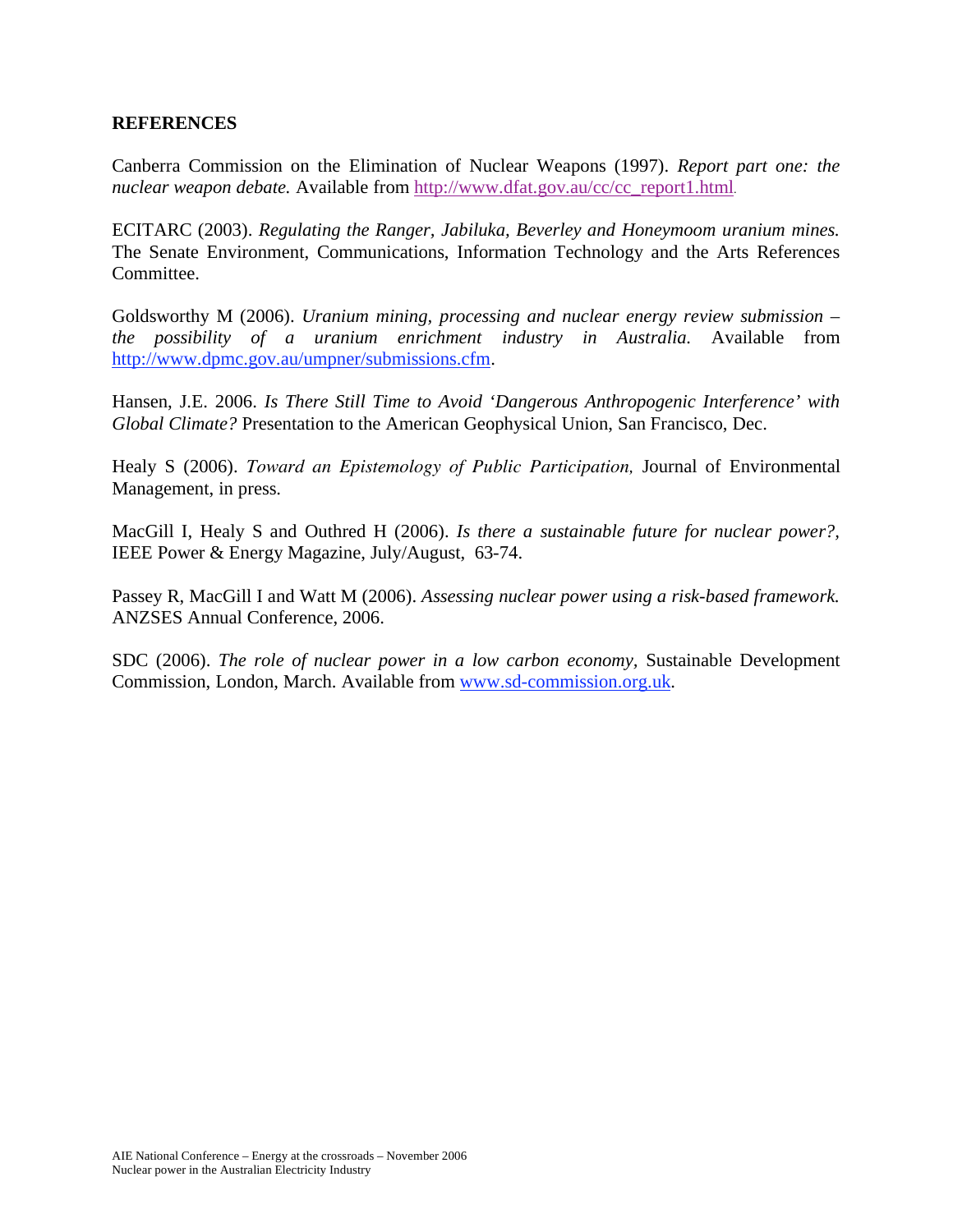**REFERENCES**

Canberra Commission on the Elimination of Nuclear Weapons (1997). *Report part one: the nuclear weapon debate.* Available from http://www.dfat.gov.au/cc/cc_report1.html.

ECITARC (2003). *Regulating the Ranger, Jabiluka, Beverley and Honeymoom uranium mines.* The Senate Environment, Communications, Information Technology and the Arts References Committee.

Goldsworthy M (2006). *Uranium mining, processing and nuclear energy review submission – the possibility of a uranium enrichment industry in Australia.* Available from http://www.dpmc.gov.au/umpner/submissions.cfm.

Hansen, J.E. 2006. *Is There Still Time to Avoid 'Dangerous Anthropogenic Interference' with Global Climate?* Presentation to the American Geophysical Union, San Francisco, Dec.

Healy S (2006). *Toward an Epistemology of Public Participation,* Journal of Environmental Management, in press.

MacGill I, Healy S and Outhred H (2006). *Is there a sustainable future for nuclear power?,* IEEE Power & Energy Magazine, July/August, 63-74.

Passey R, MacGill I and Watt M (2006). *Assessing nuclear power using a risk-based framework.* ANZSES Annual Conference, 2006.

SDC (2006). *The role of nuclear power in a low carbon economy,* Sustainable Development Commission, London, March. Available from www.sd-commission.org.uk.